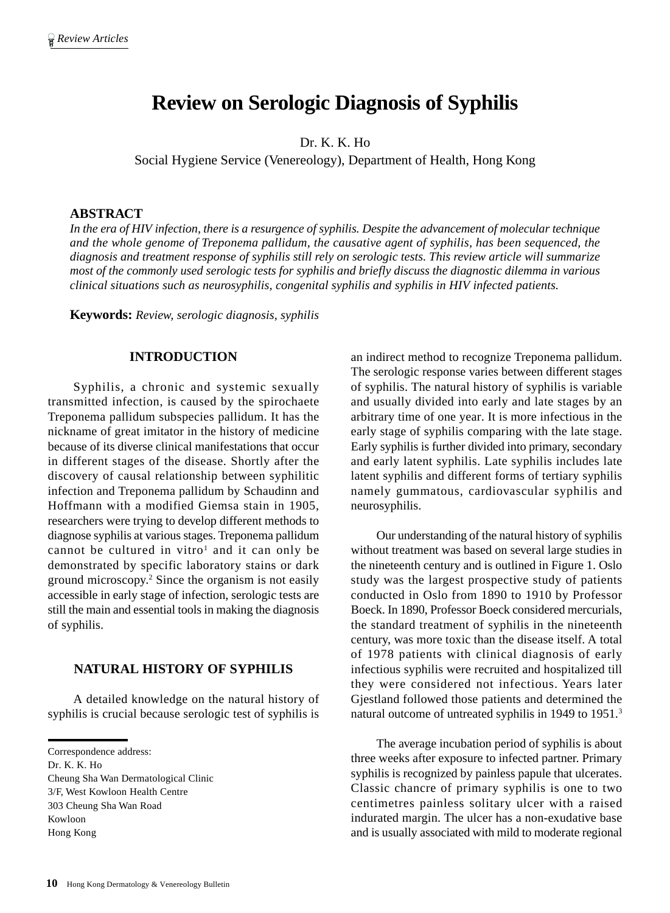# Review on Serologic Diagnosis of Syphilis

Dr. K. K. Ho

Social Hygiene Service (Venereology), Department of Health, Hong Kong

**ABSTRACT**

*In the era of HIV infection, there is a resurgence of syphilis. Despite the advancement of molecular technique and the whole genome of Treponema pallidum, the causative agent of syphilis, has been sequenced, the diagnosis and treatment response of syphilis still rely on serologic tests. This review article will summarize most of the commonly used serologic tests for syphilis and briefly discuss the diagnostic dilemma in various clinical situations such as neurosyphilis, congenital syphilis and syphilis in HIV infected patients.*

**Keywords:** *Review, serologic diagnosis, syphilis*

## INTRODUCTION

Syphilis, a chronic and systemic sexually transmitted infection, is caused by the spirochaete Treponema pallidum subspecies pallidum. It has the nickname of great imitator in the history of medicine because of its diverse clinical manifestations that occur in different stages of the disease. Shortly after the discovery of causal relationship between syphilitic infection and Treponema pallidum by Schaudinn and Hoffmann with a modified Giemsa stain in 1905, researchers were trying to develop different methods to diagnose syphilis at various stages. Treponema pallidum cannot be cultured in vitro[1] and it can only be demonstrated by specific laboratory stains or dark ground microscopy.[2] Since the organism is not easily accessible in early stage of infection, serologic tests are still the main and essential tools in making the diagnosis of syphilis.

## NATURAL HISTORY OF SYPHILIS

A detailed knowledge on the natural history of syphilis is crucial because serologic test of syphilis is an indirect method to recognize Treponema pallidum. The serologic response varies between different stages of syphilis. The natural history of syphilis is variable and usually divided into early and late stages by an arbitrary time of one year. It is more infectious in the early stage of syphilis comparing with the late stage. Early syphilis is further divided into primary, secondary and early latent syphilis. Late syphilis includes late latent syphilis and different forms of tertiary syphilis namely gummatous, cardiovascular syphilis and neurosyphilis.

Our understanding of the natural history of syphilis without treatment was based on several large studies in the nineteenth century and is outlined in Figure 1. Oslo study was the largest prospective study of patients conducted in Oslo from 1890 to 1910 by Professor Boeck. In 1890, Professor Boeck considered mercurials, the standard treatment of syphilis in the nineteenth century, was more toxic than the disease itself. A total of 1978 patients with clinical diagnosis of early infectious syphilis were recruited and hospitalized till they were considered not infectious. Years later Gjestland followed those patients and determined the natural outcome of untreated syphilis in 1949 to 1951.[3]

The average incubation period of syphilis is about three weeks after exposure to infected partner. Primary syphilis is recognized by painless papule that ulcerates. Classic chancre of primary syphilis is one to two centimetres painless solitary ulcer with a raised indurated margin. The ulcer has a non-exudative base and is usually associated with mild to moderate regional

Correspondence address:
Dr. K. K. Ho
Cheung Sha Wan Dermatological Clinic
3/F, West Kowloon Health Centre
303 Cheung Sha Wan Road
Kowloon
Hong Kong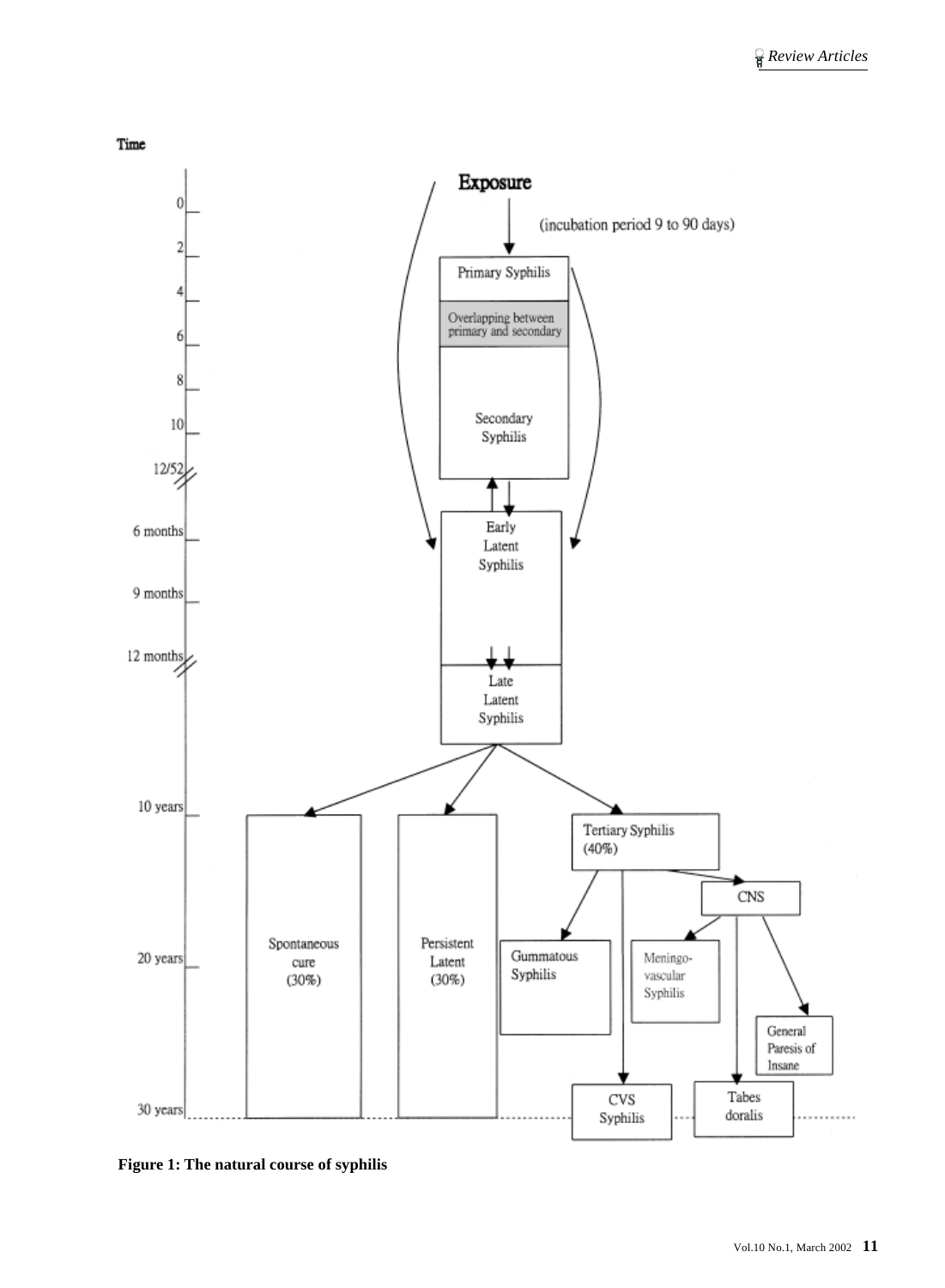Time

Exposure

(incubation period 9 to 90 days)

Primary Syphilis

Overlapping between primary and secondary

Secondary Syphilis

Early Latent Syphilis

Late Latent Syphilis

Spontaneous cure (30%)

Persistent Latent (30%)

Tertiary Syphilis (40%)

CNS

Gummatous Syphilis

Meningo-vascular Syphilis

General Paresis of Insane

CVS Syphilis

Tabes doralis

0, 2, 4, 6, 8, 10, 12/52, 6 months, 9 months, 12 months, 10 years, 20 years, 30 years

**Figure 1: The natural course of syphilis**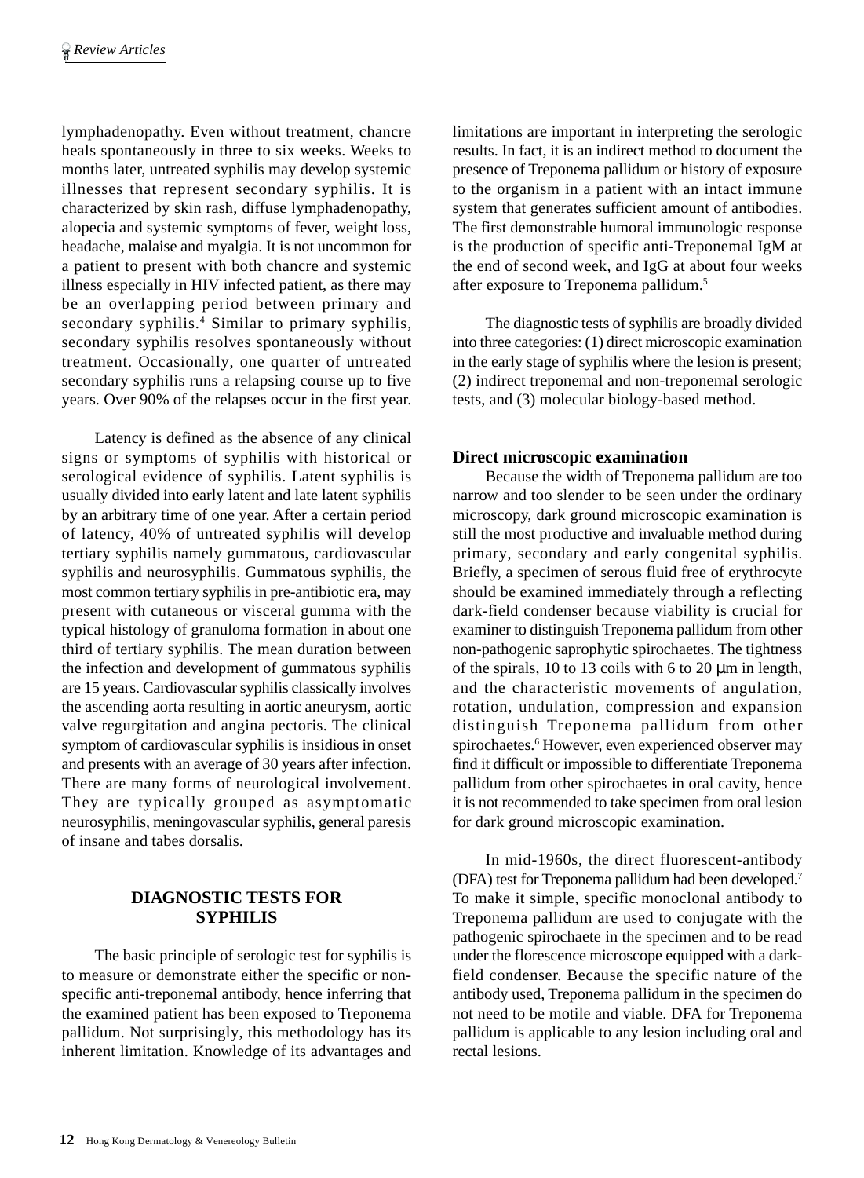lymphadenopathy. Even without treatment, chancre heals spontaneously in three to six weeks. Weeks to months later, untreated syphilis may develop systemic illnesses that represent secondary syphilis. It is characterized by skin rash, diffuse lymphadenopathy, alopecia and systemic symptoms of fever, weight loss, headache, malaise and myalgia. It is not uncommon for a patient to present with both chancre and systemic illness especially in HIV infected patient, as there may be an overlapping period between primary and secondary syphilis.[4] Similar to primary syphilis, secondary syphilis resolves spontaneously without treatment. Occasionally, one quarter of untreated secondary syphilis runs a relapsing course up to five years. Over 90% of the relapses occur in the first year.

Latency is defined as the absence of any clinical signs or symptoms of syphilis with historical or serological evidence of syphilis. Latent syphilis is usually divided into early latent and late latent syphilis by an arbitrary time of one year. After a certain period of latency, 40% of untreated syphilis will develop tertiary syphilis namely gummatous, cardiovascular syphilis and neurosyphilis. Gummatous syphilis, the most common tertiary syphilis in pre-antibiotic era, may present with cutaneous or visceral gumma with the typical histology of granuloma formation in about one third of tertiary syphilis. The mean duration between the infection and development of gummatous syphilis are 15 years. Cardiovascular syphilis classically involves the ascending aorta resulting in aortic aneurysm, aortic valve regurgitation and angina pectoris. The clinical symptom of cardiovascular syphilis is insidious in onset and presents with an average of 30 years after infection. There are many forms of neurological involvement. They are typically grouped as asymptomatic neurosyphilis, meningovascular syphilis, general paresis of insane and tabes dorsalis.

## DIAGNOSTIC TESTS FOR SYPHILIS

The basic principle of serologic test for syphilis is to measure or demonstrate either the specific or non-specific anti-treponemal antibody, hence inferring that the examined patient has been exposed to Treponema pallidum. Not surprisingly, this methodology has its inherent limitation. Knowledge of its advantages and limitations are important in interpreting the serologic results. In fact, it is an indirect method to document the presence of Treponema pallidum or history of exposure to the organism in a patient with an intact immune system that generates sufficient amount of antibodies. The first demonstrable humoral immunologic response is the production of specific anti-Treponemal IgM at the end of second week, and IgG at about four weeks after exposure to Treponema pallidum.[5]

The diagnostic tests of syphilis are broadly divided into three categories: (1) direct microscopic examination in the early stage of syphilis where the lesion is present; (2) indirect treponemal and non-treponemal serologic tests, and (3) molecular biology-based method.

### Direct microscopic examination

Because the width of Treponema pallidum are too narrow and too slender to be seen under the ordinary microscopy, dark ground microscopic examination is still the most productive and invaluable method during primary, secondary and early congenital syphilis. Briefly, a specimen of serous fluid free of erythrocyte should be examined immediately through a reflecting dark-field condenser because viability is crucial for examiner to distinguish Treponema pallidum from other non-pathogenic saprophytic spirochaetes. The tightness of the spirals, 10 to 13 coils with 6 to 20 μm in length, and the characteristic movements of angulation, rotation, undulation, compression and expansion distinguish Treponema pallidum from other spirochaetes.[6] However, even experienced observer may find it difficult or impossible to differentiate Treponema pallidum from other spirochaetes in oral cavity, hence it is not recommended to take specimen from oral lesion for dark ground microscopic examination.

In mid-1960s, the direct fluorescent-antibody (DFA) test for Treponema pallidum had been developed.[7] To make it simple, specific monoclonal antibody to Treponema pallidum are used to conjugate with the pathogenic spirochaete in the specimen and to be read under the florescence microscope equipped with a dark-field condenser. Because the specific nature of the antibody used, Treponema pallidum in the specimen do not need to be motile and viable. DFA for Treponema pallidum is applicable to any lesion including oral and rectal lesions.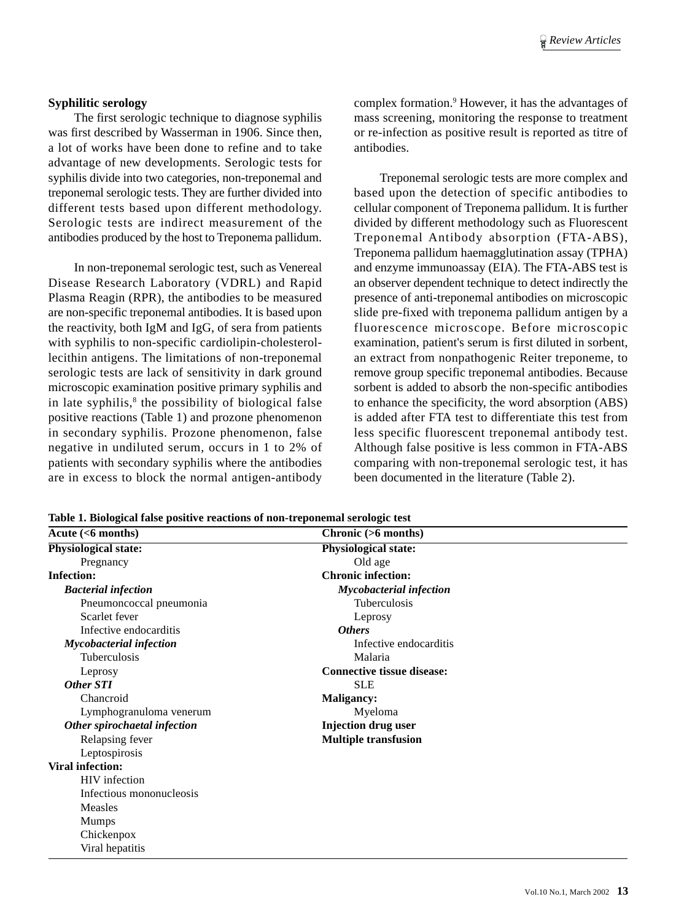### Syphilitic serology

The first serologic technique to diagnose syphilis was first described by Wasserman in 1906. Since then, a lot of works have been done to refine and to take advantage of new developments. Serologic tests for syphilis divide into two categories, non-treponemal and treponemal serologic tests. They are further divided into different tests based upon different methodology. Serologic tests are indirect measurement of the antibodies produced by the host to Treponema pallidum.

In non-treponemal serologic test, such as Venereal Disease Research Laboratory (VDRL) and Rapid Plasma Reagin (RPR), the antibodies to be measured are non-specific treponemal antibodies. It is based upon the reactivity, both IgM and IgG, of sera from patients with syphilis to non-specific cardiolipin-cholesterol-lecithin antigens. The limitations of non-treponemal serologic tests are lack of sensitivity in dark ground microscopic examination positive primary syphilis and in late syphilis,[8] the possibility of biological false positive reactions (Table 1) and prozone phenomenon in secondary syphilis. Prozone phenomenon, false negative in undiluted serum, occurs in 1 to 2% of patients with secondary syphilis where the antibodies are in excess to block the normal antigen-antibody complex formation.[9] However, it has the advantages of mass screening, monitoring the response to treatment or re-infection as positive result is reported as titre of antibodies.

Treponemal serologic tests are more complex and based upon the detection of specific antibodies to cellular component of Treponema pallidum. It is further divided by different methodology such as Fluorescent Treponemal Antibody absorption (FTA-ABS), Treponema pallidum haemagglutination assay (TPHA) and enzyme immunoassay (EIA). The FTA-ABS test is an observer dependent technique to detect indirectly the presence of anti-treponemal antibodies on microscopic slide pre-fixed with treponema pallidum antigen by a fluorescence microscope. Before microscopic examination, patient's serum is first diluted in sorbent, an extract from nonpathogenic Reiter treponeme, to remove group specific treponemal antibodies. Because sorbent is added to absorb the non-specific antibodies to enhance the specificity, the word absorption (ABS) is added after FTA test to differentiate this test from less specific fluorescent treponemal antibody test. Although false positive is less common in FTA-ABS comparing with non-treponemal serologic test, it has been documented in the literature (Table 2).

**Table 1. Biological false positive reactions of non-treponemal serologic test**

| Acute (<6 months) | Chronic (>6 months) |
|---|---|
| **Physiological state:** | **Physiological state:** |
| Pregnancy | Old age |
| **Infection:** | **Chronic infection:** |
| ***Bacterial infection*** | ***Mycobacterial infection*** |
| Pneumoncoccal pneumonia | Tuberculosis |
| Scarlet fever | Leprosy |
| Infective endocarditis | ***Others*** |
| ***Mycobacterial infection*** | Infective endocarditis |
| Tuberculosis | Malaria |
| Leprosy | **Connective tissue disease:** |
| ***Other STI*** | SLE |
| Chancroid | **Maligancy:** |
| Lymphogranuloma venerum | Myeloma |
| ***Other spirochaetal infection*** | **Injection drug user** |
| Relapsing fever | **Multiple transfusion** |
| Leptospirosis | |
| **Viral infection:** | |
| HIV infection | |
| Infectious mononucleosis | |
| Measles | |
| Mumps | |
| Chickenpox | |
| Viral hepatitis | |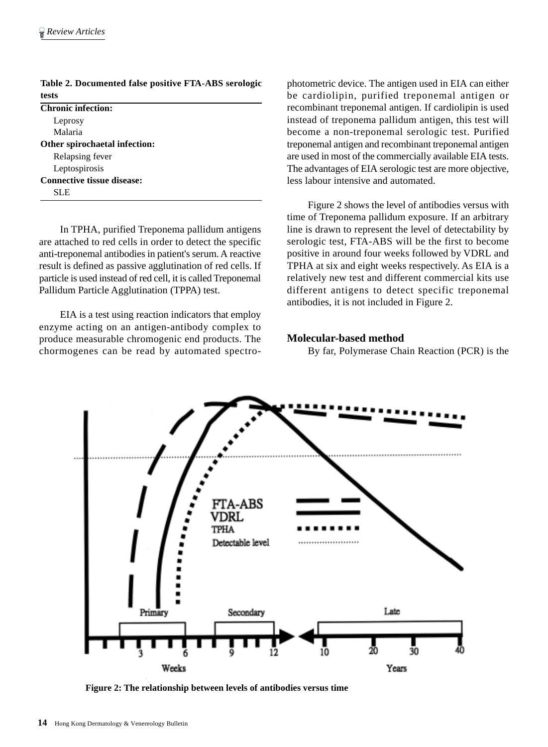**Table 2. Documented false positive FTA-ABS serologic tests**

| |
|---|
| **Chronic infection:** |
| Leprosy |
| Malaria |
| **Other spirochaetal infection:** |
| Relapsing fever |
| Leptospirosis |
| **Connective tissue disease:** |
| SLE |

In TPHA, purified Treponema pallidum antigens are attached to red cells in order to detect the specific anti-treponemal antibodies in patient's serum. A reactive result is defined as passive agglutination of red cells. If particle is used instead of red cell, it is called Treponemal Pallidum Particle Agglutination (TPPA) test.

EIA is a test using reaction indicators that employ enzyme acting on an antigen-antibody complex to produce measurable chromogenic end products. The chormogenes can be read by automated spectrophotometric device. The antigen used in EIA can either be cardiolipin, purified treponemal antigen or recombinant treponemal antigen. If cardiolipin is used instead of treponema pallidum antigen, this test will become a non-treponemal serologic test. Purified treponemal antigen and recombinant treponemal antigen are used in most of the commercially available EIA tests. The advantages of EIA serologic test are more objective, less labour intensive and automated.

Figure 2 shows the level of antibodies versus with time of Treponema pallidum exposure. If an arbitrary line is drawn to represent the level of detectability by serologic test, FTA-ABS will be the first to become positive in around four weeks followed by VDRL and TPHA at six and eight weeks respectively. As EIA is a relatively new test and different commercial kits use different antigens to detect specific treponemal antibodies, it is not included in Figure 2.

### Molecular-based method

By far, Polymerase Chain Reaction (PCR) is the

**Figure 2: The relationship between levels of antibodies versus time**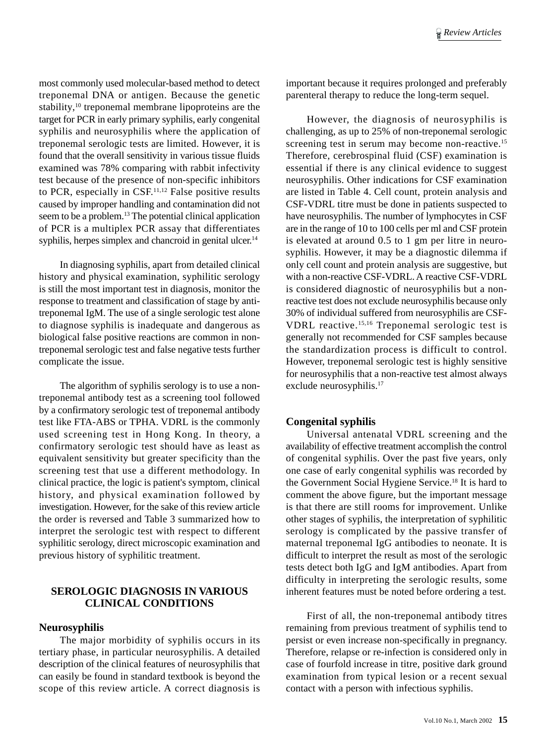most commonly used molecular-based method to detect treponemal DNA or antigen. Because the genetic stability,[10] treponemal membrane lipoproteins are the target for PCR in early primary syphilis, early congenital syphilis and neurosyphilis where the application of treponemal serologic tests are limited. However, it is found that the overall sensitivity in various tissue fluids examined was 78% comparing with rabbit infectivity test because of the presence of non-specific inhibitors to PCR, especially in CSF.[11,12] False positive results caused by improper handling and contamination did not seem to be a problem.[13] The potential clinical application of PCR is a multiplex PCR assay that differentiates syphilis, herpes simplex and chancroid in genital ulcer.[14]

In diagnosing syphilis, apart from detailed clinical history and physical examination, syphilitic serology is still the most important test in diagnosis, monitor the response to treatment and classification of stage by anti-treponemal IgM. The use of a single serologic test alone to diagnose syphilis is inadequate and dangerous as biological false positive reactions are common in non-treponemal serologic test and false negative tests further complicate the issue.

The algorithm of syphilis serology is to use a non-treponemal antibody test as a screening tool followed by a confirmatory serologic test of treponemal antibody test like FTA-ABS or TPHA. VDRL is the commonly used screening test in Hong Kong. In theory, a confirmatory serologic test should have as least as equivalent sensitivity but greater specificity than the screening test that use a different methodology. In clinical practice, the logic is patient's symptom, clinical history, and physical examination followed by investigation. However, for the sake of this review article the order is reversed and Table 3 summarized how to interpret the serologic test with respect to different syphilitic serology, direct microscopic examination and previous history of syphilitic treatment.

## SEROLOGIC DIAGNOSIS IN VARIOUS CLINICAL CONDITIONS

### Neurosyphilis

The major morbidity of syphilis occurs in its tertiary phase, in particular neurosyphilis. A detailed description of the clinical features of neurosyphilis that can easily be found in standard textbook is beyond the scope of this review article. A correct diagnosis is important because it requires prolonged and preferably parenteral therapy to reduce the long-term sequel.

However, the diagnosis of neurosyphilis is challenging, as up to 25% of non-treponemal serologic screening test in serum may become non-reactive.[15] Therefore, cerebrospinal fluid (CSF) examination is essential if there is any clinical evidence to suggest neurosyphilis. Other indications for CSF examination are listed in Table 4. Cell count, protein analysis and CSF-VDRL titre must be done in patients suspected to have neurosyphilis. The number of lymphocytes in CSF are in the range of 10 to 100 cells per ml and CSF protein is elevated at around 0.5 to 1 gm per litre in neurosyphilis. However, it may be a diagnostic dilemma if only cell count and protein analysis are suggestive, but with a non-reactive CSF-VDRL. A reactive CSF-VDRL is considered diagnostic of neurosyphilis but a non-reactive test does not exclude neurosyphilis because only 30% of individual suffered from neurosyphilis are CSF-VDRL reactive.[15,16] Treponemal serologic test is generally not recommended for CSF samples because the standardization process is difficult to control. However, treponemal serologic test is highly sensitive for neurosyphilis that a non-reactive test almost always exclude neurosyphilis.[17]

### Congenital syphilis

Universal antenatal VDRL screening and the availability of effective treatment accomplish the control of congenital syphilis. Over the past five years, only one case of early congenital syphilis was recorded by the Government Social Hygiene Service.[18] It is hard to comment the above figure, but the important message is that there are still rooms for improvement. Unlike other stages of syphilis, the interpretation of syphilitic serology is complicated by the passive transfer of maternal treponemal IgG antibodies to neonate. It is difficult to interpret the result as most of the serologic tests detect both IgG and IgM antibodies. Apart from difficulty in interpreting the serologic results, some inherent features must be noted before ordering a test.

First of all, the non-treponemal antibody titres remaining from previous treatment of syphilis tend to persist or even increase non-specifically in pregnancy. Therefore, relapse or re-infection is considered only in case of fourfold increase in titre, positive dark ground examination from typical lesion or a recent sexual contact with a person with infectious syphilis.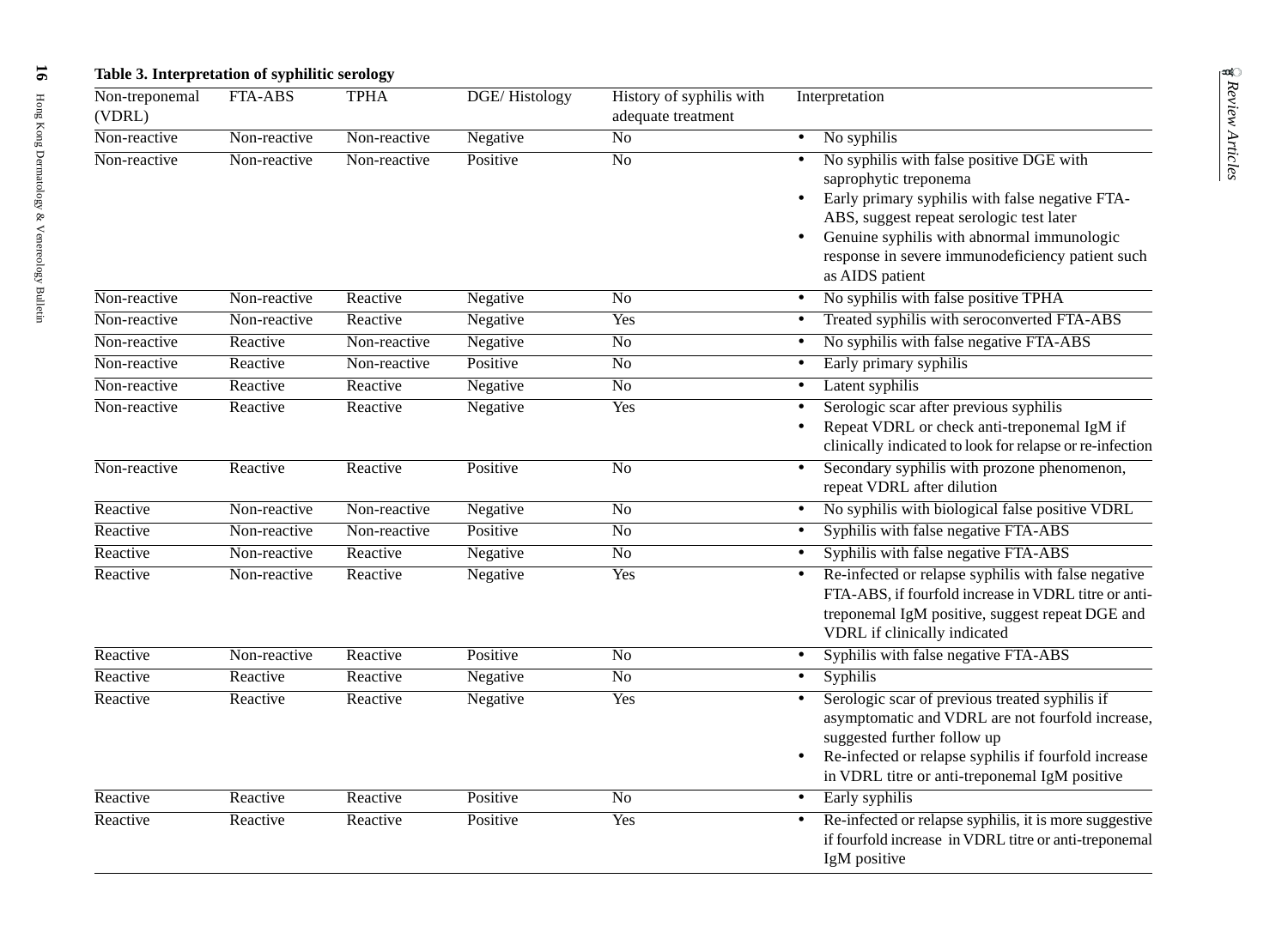**Table 3. Interpretation of syphilitic serology**

| Non-treponemal (VDRL) | FTA-ABS | TPHA | DGE/ Histology | History of syphilis with adequate treatment | Interpretation |
|---|---|---|---|---|---|
| Non-reactive | Non-reactive | Non-reactive | Negative | No | • No syphilis |
| Non-reactive | Non-reactive | Non-reactive | Positive | No | • No syphilis with false positive DGE with saprophytic treponema<br>• Early primary syphilis with false negative FTA-ABS, suggest repeat serologic test later<br>• Genuine syphilis with abnormal immunologic response in severe immunodeficiency patient such as AIDS patient |
| Non-reactive | Non-reactive | Reactive | Negative | No | • No syphilis with false positive TPHA |
| Non-reactive | Non-reactive | Reactive | Negative | Yes | • Treated syphilis with seroconverted FTA-ABS |
| Non-reactive | Reactive | Non-reactive | Negative | No | • No syphilis with false negative FTA-ABS |
| Non-reactive | Reactive | Non-reactive | Positive | No | • Early primary syphilis |
| Non-reactive | Reactive | Reactive | Negative | No | • Latent syphilis |
| Non-reactive | Reactive | Reactive | Negative | Yes | • Serologic scar after previous syphilis<br>• Repeat VDRL or check anti-treponemal IgM if clinically indicated to look for relapse or re-infection |
| Non-reactive | Reactive | Reactive | Positive | No | • Secondary syphilis with prozone phenomenon, repeat VDRL after dilution |
| Reactive | Non-reactive | Non-reactive | Negative | No | • No syphilis with biological false positive VDRL |
| Reactive | Non-reactive | Non-reactive | Positive | No | • Syphilis with false negative FTA-ABS |
| Reactive | Non-reactive | Reactive | Negative | No | • Syphilis with false negative FTA-ABS |
| Reactive | Non-reactive | Reactive | Negative | Yes | • Re-infected or relapse syphilis with false negative FTA-ABS, if fourfold increase in VDRL titre or anti-treponemal IgM positive, suggest repeat DGE and VDRL if clinically indicated |
| Reactive | Non-reactive | Reactive | Positive | No | • Syphilis with false negative FTA-ABS |
| Reactive | Reactive | Reactive | Negative | No | • Syphilis |
| Reactive | Reactive | Reactive | Negative | Yes | • Serologic scar of previous treated syphilis if asymptomatic and VDRL are not fourfold increase, suggested further follow up<br>• Re-infected or relapse syphilis if fourfold increase in VDRL titre or anti-treponemal IgM positive |
| Reactive | Reactive | Reactive | Positive | No | • Early syphilis |
| Reactive | Reactive | Reactive | Positive | Yes | • Re-infected or relapse syphilis, it is more suggestive if fourfold increase in VDRL titre or anti-treponemal IgM positive |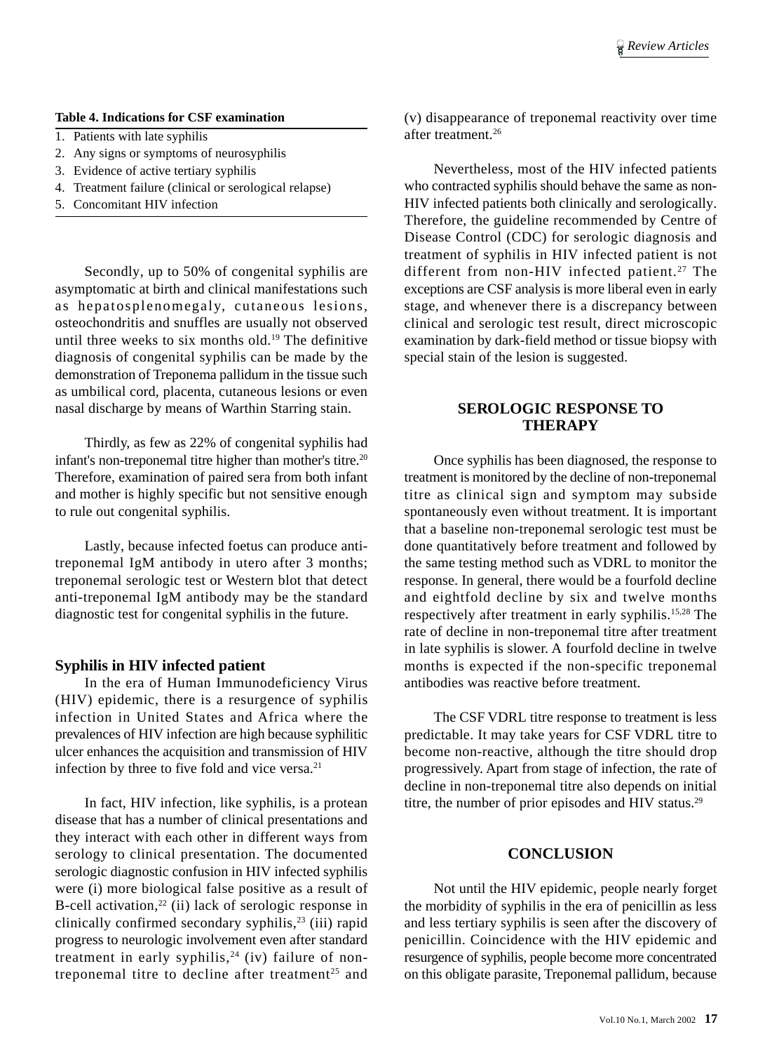**Table 4. Indications for CSF examination**

1. Patients with late syphilis
2. Any signs or symptoms of neurosyphilis
3. Evidence of active tertiary syphilis
4. Treatment failure (clinical or serological relapse)
5. Concomitant HIV infection

Secondly, up to 50% of congenital syphilis are asymptomatic at birth and clinical manifestations such as hepatosplenomegaly, cutaneous lesions, osteochondritis and snuffles are usually not observed until three weeks to six months old.[19] The definitive diagnosis of congenital syphilis can be made by the demonstration of Treponema pallidum in the tissue such as umbilical cord, placenta, cutaneous lesions or even nasal discharge by means of Warthin Starring stain.

Thirdly, as few as 22% of congenital syphilis had infant's non-treponemal titre higher than mother's titre.[20] Therefore, examination of paired sera from both infant and mother is highly specific but not sensitive enough to rule out congenital syphilis.

Lastly, because infected foetus can produce anti-treponemal IgM antibody in utero after 3 months; treponemal serologic test or Western blot that detect anti-treponemal IgM antibody may be the standard diagnostic test for congenital syphilis in the future.

### Syphilis in HIV infected patient

In the era of Human Immunodeficiency Virus (HIV) epidemic, there is a resurgence of syphilis infection in United States and Africa where the prevalences of HIV infection are high because syphilitic ulcer enhances the acquisition and transmission of HIV infection by three to five fold and vice versa.[21]

In fact, HIV infection, like syphilis, is a protean disease that has a number of clinical presentations and they interact with each other in different ways from serology to clinical presentation. The documented serologic diagnostic confusion in HIV infected syphilis were (i) more biological false positive as a result of B-cell activation,[22] (ii) lack of serologic response in clinically confirmed secondary syphilis,[23] (iii) rapid progress to neurologic involvement even after standard treatment in early syphilis,[24] (iv) failure of non-treponemal titre to decline after treatment[25] and (v) disappearance of treponemal reactivity over time after treatment.[26]

Nevertheless, most of the HIV infected patients who contracted syphilis should behave the same as non-HIV infected patients both clinically and serologically. Therefore, the guideline recommended by Centre of Disease Control (CDC) for serologic diagnosis and treatment of syphilis in HIV infected patient is not different from non-HIV infected patient.[27] The exceptions are CSF analysis is more liberal even in early stage, and whenever there is a discrepancy between clinical and serologic test result, direct microscopic examination by dark-field method or tissue biopsy with special stain of the lesion is suggested.

## SEROLOGIC RESPONSE TO THERAPY

Once syphilis has been diagnosed, the response to treatment is monitored by the decline of non-treponemal titre as clinical sign and symptom may subside spontaneously even without treatment. It is important that a baseline non-treponemal serologic test must be done quantitatively before treatment and followed by the same testing method such as VDRL to monitor the response. In general, there would be a fourfold decline and eightfold decline by six and twelve months respectively after treatment in early syphilis.[15,28] The rate of decline in non-treponemal titre after treatment in late syphilis is slower. A fourfold decline in twelve months is expected if the non-specific treponemal antibodies was reactive before treatment.

The CSF VDRL titre response to treatment is less predictable. It may take years for CSF VDRL titre to become non-reactive, although the titre should drop progressively. Apart from stage of infection, the rate of decline in non-treponemal titre also depends on initial titre, the number of prior episodes and HIV status.[29]

## CONCLUSION

Not until the HIV epidemic, people nearly forget the morbidity of syphilis in the era of penicillin as less and less tertiary syphilis is seen after the discovery of penicillin. Coincidence with the HIV epidemic and resurgence of syphilis, people become more concentrated on this obligate parasite, Treponemal pallidum, because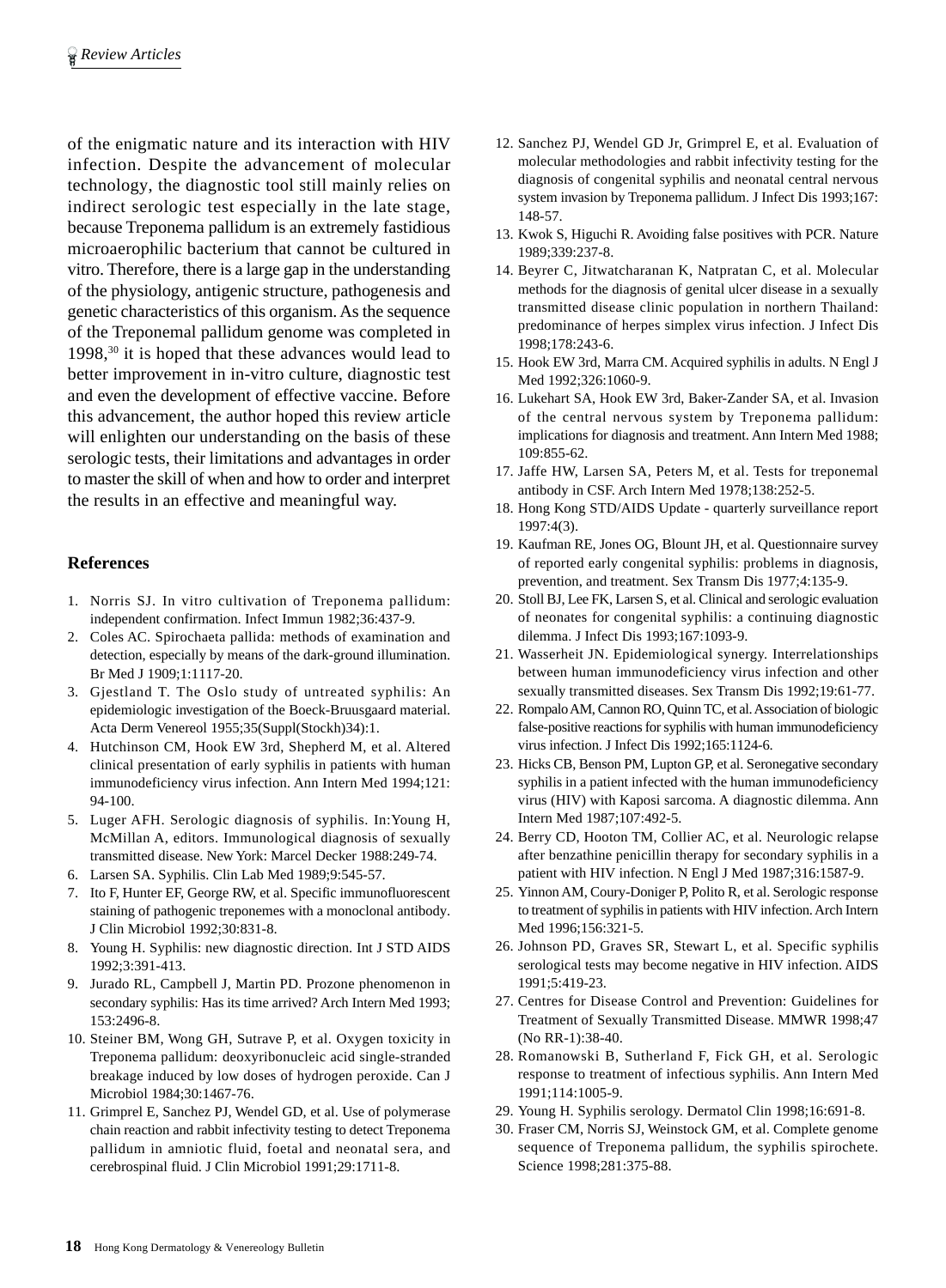of the enigmatic nature and its interaction with HIV infection. Despite the advancement of molecular technology, the diagnostic tool still mainly relies on indirect serologic test especially in the late stage, because Treponema pallidum is an extremely fastidious microaerophilic bacterium that cannot be cultured in vitro. Therefore, there is a large gap in the understanding of the physiology, antigenic structure, pathogenesis and genetic characteristics of this organism. As the sequence of the Treponemal pallidum genome was completed in 1998,[30] it is hoped that these advances would lead to better improvement in in-vitro culture, diagnostic test and even the development of effective vaccine. Before this advancement, the author hoped this review article will enlighten our understanding on the basis of these serologic tests, their limitations and advantages in order to master the skill of when and how to order and interpret the results in an effective and meaningful way.

## References

1. Norris SJ. In vitro cultivation of Treponema pallidum: independent confirmation. Infect Immun 1982;36:437-9.
2. Coles AC. Spirochaeta pallida: methods of examination and detection, especially by means of the dark-ground illumination. Br Med J 1909;1:1117-20.
3. Gjestland T. The Oslo study of untreated syphilis: An epidemiologic investigation of the Boeck-Bruusgaard material. Acta Derm Venereol 1955;35(Suppl(Stockh)34):1.
4. Hutchinson CM, Hook EW 3rd, Shepherd M, et al. Altered clinical presentation of early syphilis in patients with human immunodeficiency virus infection. Ann Intern Med 1994;121: 94-100.
5. Luger AFH. Serologic diagnosis of syphilis. In:Young H, McMillan A, editors. Immunological diagnosis of sexually transmitted disease. New York: Marcel Decker 1988:249-74.
6. Larsen SA. Syphilis. Clin Lab Med 1989;9:545-57.
7. Ito F, Hunter EF, George RW, et al. Specific immunofluorescent staining of pathogenic treponemes with a monoclonal antibody. J Clin Microbiol 1992;30:831-8.
8. Young H. Syphilis: new diagnostic direction. Int J STD AIDS 1992;3:391-413.
9. Jurado RL, Campbell J, Martin PD. Prozone phenomenon in secondary syphilis: Has its time arrived? Arch Intern Med 1993; 153:2496-8.
10. Steiner BM, Wong GH, Sutrave P, et al. Oxygen toxicity in Treponema pallidum: deoxyribonucleic acid single-stranded breakage induced by low doses of hydrogen peroxide. Can J Microbiol 1984;30:1467-76.
11. Grimprel E, Sanchez PJ, Wendel GD, et al. Use of polymerase chain reaction and rabbit infectivity testing to detect Treponema pallidum in amniotic fluid, foetal and neonatal sera, and cerebrospinal fluid. J Clin Microbiol 1991;29:1711-8.
12. Sanchez PJ, Wendel GD Jr, Grimprel E, et al. Evaluation of molecular methodologies and rabbit infectivity testing for the diagnosis of congenital syphilis and neonatal central nervous system invasion by Treponema pallidum. J Infect Dis 1993;167: 148-57.
13. Kwok S, Higuchi R. Avoiding false positives with PCR. Nature 1989;339:237-8.
14. Beyrer C, Jitwatcharanan K, Natpratan C, et al. Molecular methods for the diagnosis of genital ulcer disease in a sexually transmitted disease clinic population in northern Thailand: predominance of herpes simplex virus infection. J Infect Dis 1998;178:243-6.
15. Hook EW 3rd, Marra CM. Acquired syphilis in adults. N Engl J Med 1992;326:1060-9.
16. Lukehart SA, Hook EW 3rd, Baker-Zander SA, et al. Invasion of the central nervous system by Treponema pallidum: implications for diagnosis and treatment. Ann Intern Med 1988; 109:855-62.
17. Jaffe HW, Larsen SA, Peters M, et al. Tests for treponemal antibody in CSF. Arch Intern Med 1978;138:252-5.
18. Hong Kong STD/AIDS Update - quarterly surveillance report 1997:4(3).
19. Kaufman RE, Jones OG, Blount JH, et al. Questionnaire survey of reported early congenital syphilis: problems in diagnosis, prevention, and treatment. Sex Transm Dis 1977;4:135-9.
20. Stoll BJ, Lee FK, Larsen S, et al. Clinical and serologic evaluation of neonates for congenital syphilis: a continuing diagnostic dilemma. J Infect Dis 1993;167:1093-9.
21. Wasserheit JN. Epidemiological synergy. Interrelationships between human immunodeficiency virus infection and other sexually transmitted diseases. Sex Transm Dis 1992;19:61-77.
22. Rompalo AM, Cannon RO, Quinn TC, et al. Association of biologic false-positive reactions for syphilis with human immunodeficiency virus infection. J Infect Dis 1992;165:1124-6.
23. Hicks CB, Benson PM, Lupton GP, et al. Seronegative secondary syphilis in a patient infected with the human immunodeficiency virus (HIV) with Kaposi sarcoma. A diagnostic dilemma. Ann Intern Med 1987;107:492-5.
24. Berry CD, Hooton TM, Collier AC, et al. Neurologic relapse after benzathine penicillin therapy for secondary syphilis in a patient with HIV infection. N Engl J Med 1987;316:1587-9.
25. Yinnon AM, Coury-Doniger P, Polito R, et al. Serologic response to treatment of syphilis in patients with HIV infection. Arch Intern Med 1996;156:321-5.
26. Johnson PD, Graves SR, Stewart L, et al. Specific syphilis serological tests may become negative in HIV infection. AIDS 1991;5:419-23.
27. Centres for Disease Control and Prevention: Guidelines for Treatment of Sexually Transmitted Disease. MMWR 1998;47 (No RR-1):38-40.
28. Romanowski B, Sutherland F, Fick GH, et al. Serologic response to treatment of infectious syphilis. Ann Intern Med 1991;114:1005-9.
29. Young H. Syphilis serology. Dermatol Clin 1998;16:691-8.
30. Fraser CM, Norris SJ, Weinstock GM, et al. Complete genome sequence of Treponema pallidum, the syphilis spirochete. Science 1998;281:375-88.